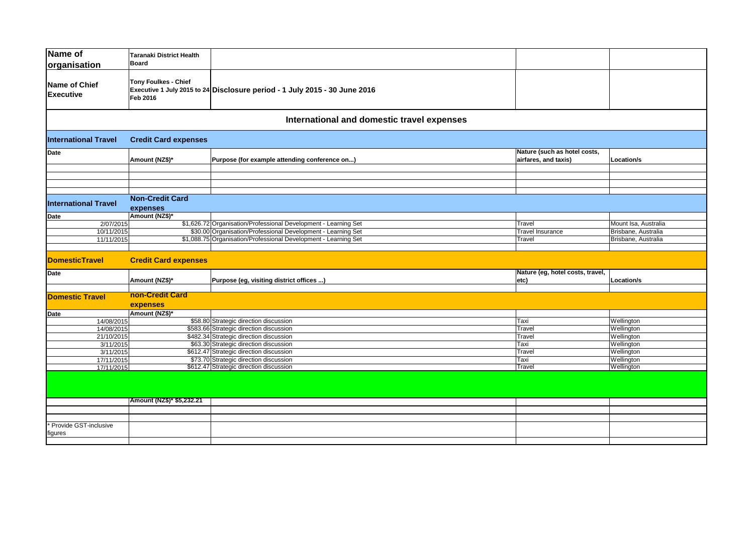| Name of organisation | Taranaki District Health Board | | | |
|---|---|---|---|---|
| Name of Chief Executive | Tony Foulkes - Chief Executive 1 July 2015 to 24 Feb 2016 | Disclosure period - 1 July 2015 - 30 June 2016 | | |

## International and domestic travel expenses

| International Travel | Credit Card expenses | | | |
|---|---|---|---|---|
| Date | Amount (NZ$)* | Purpose (for example attending conference on...) | Nature (such as hotel costs, airfares, and taxis) | Location/s |
| | | | | |
| | | | | |
| | | | | |
| | | | | |

| International Travel | Non-Credit Card expenses | | | |
|---|---|---|---|---|
| Date | Amount (NZ$)* | | | |
| 2/07/2015 | $1,626.72 | Organisation/Professional Development - Learning Set | Travel | Mount Isa, Australia |
| 10/11/2015 | $30.00 | Organisation/Professional Development - Learning Set | Travel Insurance | Brisbane, Australia |
| 11/11/2015 | $1,088.75 | Organisation/Professional Development - Learning Set | Travel | Brisbane, Australia |
| | | | | |

| DomesticTravel | Credit Card expenses | | | |
|---|---|---|---|---|
| Date | Amount (NZ$)* | Purpose (eg, visiting district offices ...) | Nature (eg, hotel costs, travel, etc) | Location/s |
| | | | | |

| Domestic Travel | non-Credit Card expenses | | | |
|---|---|---|---|---|
| Date | Amount (NZ$)* | | | |
| 14/08/2015 | $58.80 | Strategic direction discussion | Taxi | Wellington |
| 14/08/2015 | $583.66 | Strategic direction discussion | Travel | Wellington |
| 21/10/2015 | $482.34 | Strategic direction discussion | Travel | Wellington |
| 3/11/2015 | $63.30 | Strategic direction discussion | Taxi | Wellington |
| 3/11/2015 | $612.47 | Strategic direction discussion | Travel | Wellington |
| 17/11/2015 | $73.70 | Strategic direction discussion | Taxi | Wellington |
| 17/11/2015 | $612.47 | Strategic direction discussion | Travel | Wellington |

| | | | | |
|---|---|---|---|---|
| | Amount (NZ$)* $5,232.21 | | | |
| | | | | |
| | | | | |
| * Provide GST-inclusive figures | | | | |
| | | | | |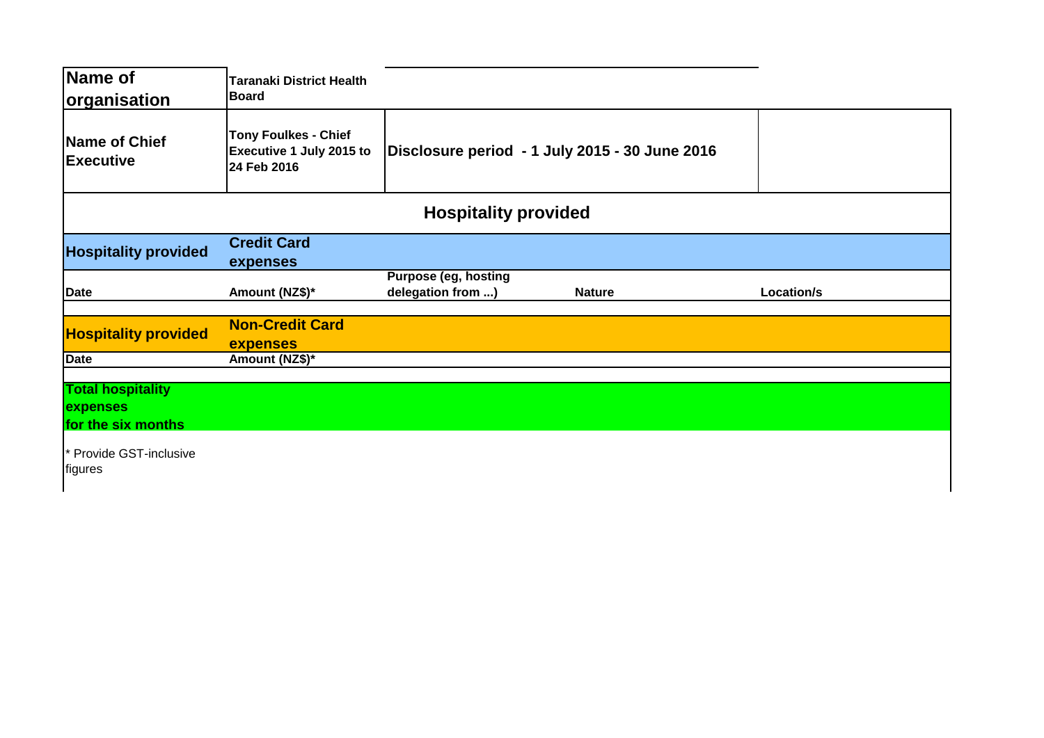| Name of organisation | Taranaki District Health Board | | | |
|---|---|---|---|---|
| **Name of Chief Executive** | **Tony Foulkes - Chief Executive 1 July 2015 to 24 Feb 2016** | **Disclosure period - 1 July 2015 - 30 June 2016** | | |

## Hospitality provided

| **Hospitality provided** | **Credit Card expenses** | | | |
|---|---|---|---|---|
| **Date** | **Amount (NZ$)*** | **Purpose (eg, hosting delegation from ...)** | **Nature** | **Location/s** |
| | | | | |

| **Hospitality provided** | **Non-Credit Card expenses** |
|---|---|
| **Date** | **Amount (NZ$)*** |
| | |
| **Total hospitality expenses for the six months** | |

\* Provide GST-inclusive figures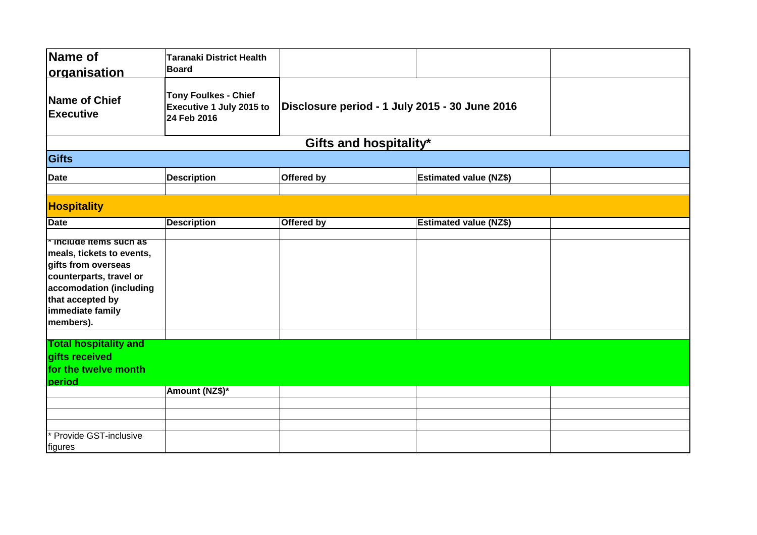| Name of organisation | Taranaki District Health Board | | | |
|---|---|---|---|---|
| Name of Chief Executive | Tony Foulkes - Chief Executive 1 July 2015 to 24 Feb 2016 | Disclosure period - 1 July 2015 - 30 June 2016 | | |

## Gifts and hospitality*

### Gifts

| Date | Description | Offered by | Estimated value (NZ$) | |
|---|---|---|---|---|
| | | | | |

### Hospitality

| Date | Description | Offered by | Estimated value (NZ$) | |
|---|---|---|---|---|
| | | | | |
| * Include items such as meals, tickets to events, gifts from overseas counterparts, travel or accomodation (including that accepted by immediate family members). | | | | |
| | | | | |

### Total hospitality and gifts received for the twelve month period

| | Amount (NZ$)* | | | |
|---|---|---|---|---|
| | | | | |
| | | | | |
| | | | | |
| * Provide GST-inclusive figures | | | | |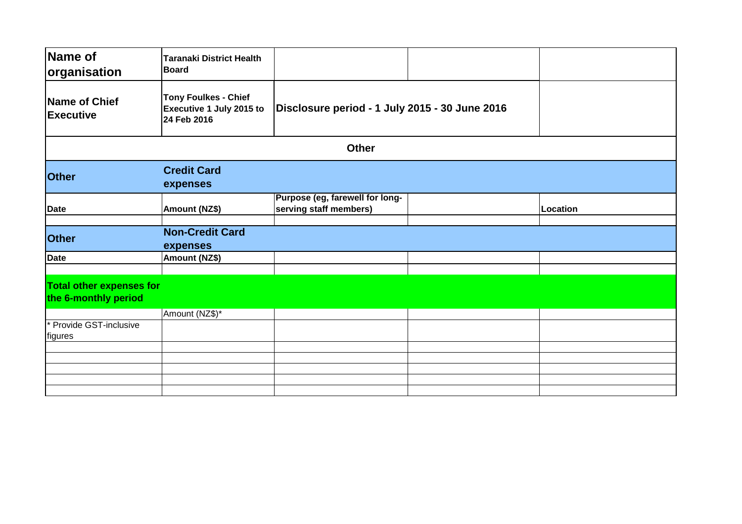| | | | | |
|---|---|---|---|---|
| **Name of organisation** | **Taranaki District Health Board** | | | |
| **Name of Chief Executive** | **Tony Foulkes - Chief Executive 1 July 2015 to 24 Feb 2016** | **Disclosure period - 1 July 2015 - 30 June 2016** | | |
| | | **Other** | | |
| **Other** | **Credit Card expenses** | | | |
| **Date** | **Amount (NZ$)** | **Purpose (eg, farewell for long-serving staff members)** | | **Location** |
| | | | | |
| **Other** | **Non-Credit Card expenses** | | | |
| **Date** | **Amount (NZ$)** | | | |
| | | | | |
| **Total other expenses for the 6-monthly period** | | | | |
| | Amount (NZ$)* | | | |
| * Provide GST-inclusive figures | | | | |
| | | | | |
| | | | | |
| | | | | |
| | | | | |
| | | | | |